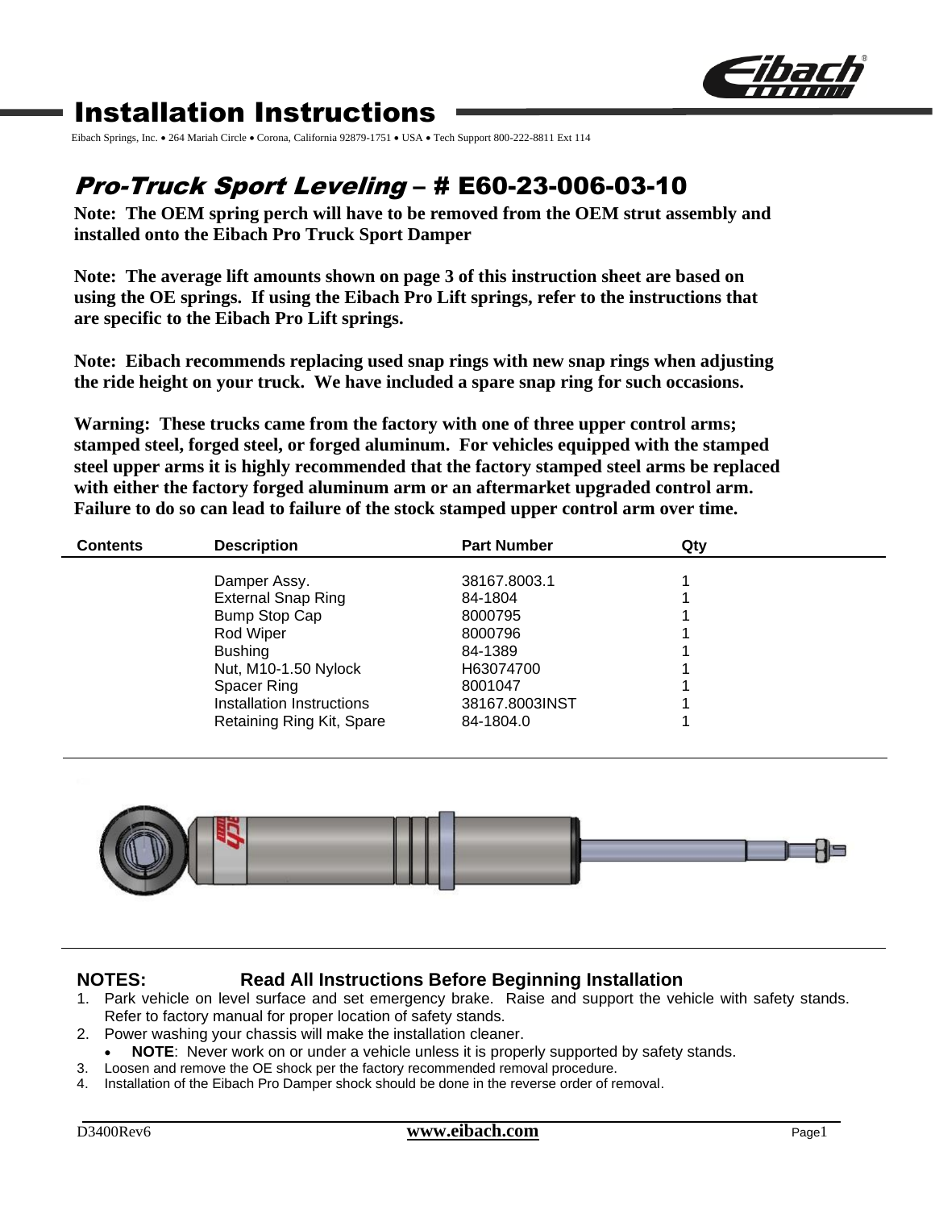# Installation Instructions

Eibach Springs, Inc. • 264 Mariah Circle • Corona, California 92879-1751 • USA • Tech Support 800-222-8811 Ext 114

## *Pro-Truck Sport Leveling* – # E60-23-006-03-10

**Note: The OEM spring perch will have to be removed from the OEM strut assembly and installed onto the Eibach Pro Truck Sport Damper**

**Note: The average lift amounts shown on page 3 of this instruction sheet are based on using the OE springs. If using the Eibach Pro Lift springs, refer to the instructions that are specific to the Eibach Pro Lift springs.**

**Note: Eibach recommends replacing used snap rings with new snap rings when adjusting the ride height on your truck. We have included a spare snap ring for such occasions.**

**Warning: These trucks came from the factory with one of three upper control arms; stamped steel, forged steel, or forged aluminum. For vehicles equipped with the stamped steel upper arms it is highly recommended that the factory stamped steel arms be replaced with either the factory forged aluminum arm or an aftermarket upgraded control arm. Failure to do so can lead to failure of the stock stamped upper control arm over time.**

| Contents | Description | Part Number | Qty |
|---|---|---|---|
| | Damper Assy. | 38167.8003.1 | 1 |
| | External Snap Ring | 84-1804 | 1 |
| | Bump Stop Cap | 8000795 | 1 |
| | Rod Wiper | 8000796 | 1 |
| | Bushing | 84-1389 | 1 |
| | Nut, M10-1.50 Nylock | H63074700 | 1 |
| | Spacer Ring | 8001047 | 1 |
| | Installation Instructions | 38167.8003INST | 1 |
| | Retaining Ring Kit, Spare | 84-1804.0 | 1 |

**NOTES: Read All Instructions Before Beginning Installation**

1. Park vehicle on level surface and set emergency brake. Raise and support the vehicle with safety stands. Refer to factory manual for proper location of safety stands.
2. Power washing your chassis will make the installation cleaner.
   - **NOTE**: Never work on or under a vehicle unless it is properly supported by safety stands.
3. Loosen and remove the OE shock per the factory recommended removal procedure.
4. Installation of the Eibach Pro Damper shock should be done in the reverse order of removal.

D3400Rev6 **www.eibach.com**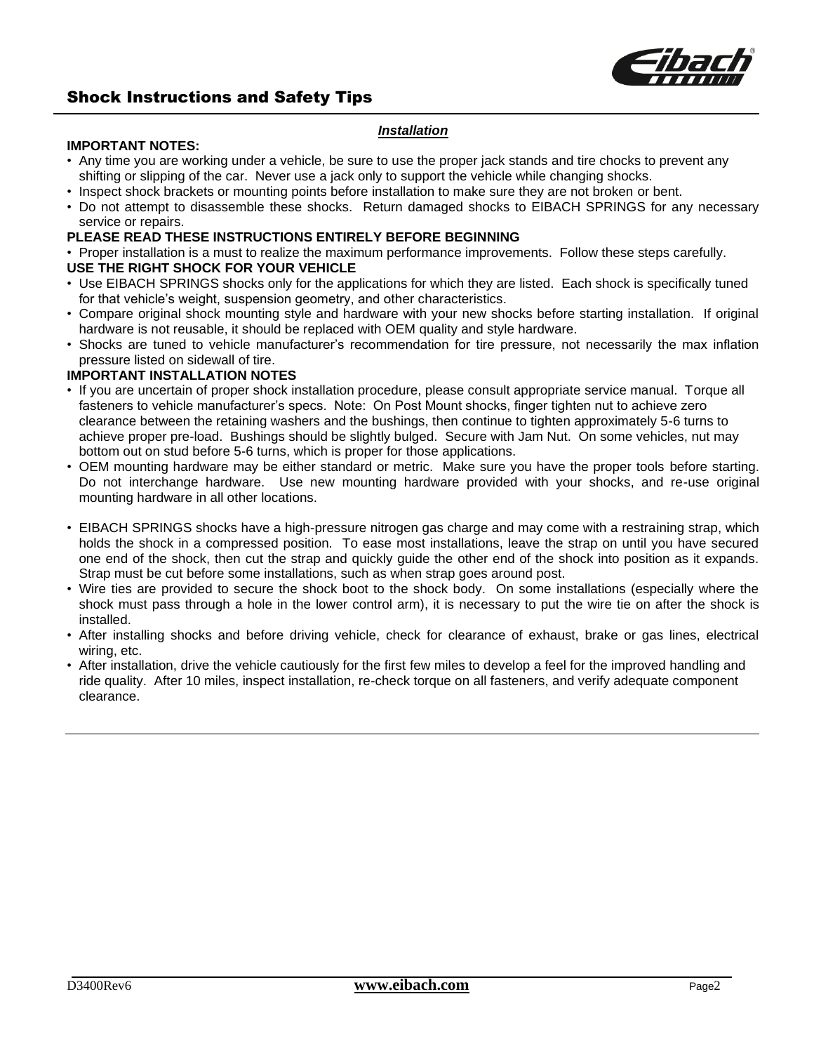## Shock Instructions and Safety Tips

### *Installation*

**IMPORTANT NOTES:**

- Any time you are working under a vehicle, be sure to use the proper jack stands and tire chocks to prevent any shifting or slipping of the car. Never use a jack only to support the vehicle while changing shocks.
- Inspect shock brackets or mounting points before installation to make sure they are not broken or bent.
- Do not attempt to disassemble these shocks. Return damaged shocks to EIBACH SPRINGS for any necessary service or repairs.

**PLEASE READ THESE INSTRUCTIONS ENTIRELY BEFORE BEGINNING**

- Proper installation is a must to realize the maximum performance improvements. Follow these steps carefully.

**USE THE RIGHT SHOCK FOR YOUR VEHICLE**

- Use EIBACH SPRINGS shocks only for the applications for which they are listed. Each shock is specifically tuned for that vehicle's weight, suspension geometry, and other characteristics.
- Compare original shock mounting style and hardware with your new shocks before starting installation. If original hardware is not reusable, it should be replaced with OEM quality and style hardware.
- Shocks are tuned to vehicle manufacturer's recommendation for tire pressure, not necessarily the max inflation pressure listed on sidewall of tire.

**IMPORTANT INSTALLATION NOTES**

- If you are uncertain of proper shock installation procedure, please consult appropriate service manual. Torque all fasteners to vehicle manufacturer's specs. Note: On Post Mount shocks, finger tighten nut to achieve zero clearance between the retaining washers and the bushings, then continue to tighten approximately 5-6 turns to achieve proper pre-load. Bushings should be slightly bulged. Secure with Jam Nut. On some vehicles, nut may bottom out on stud before 5-6 turns, which is proper for those applications.
- OEM mounting hardware may be either standard or metric. Make sure you have the proper tools before starting. Do not interchange hardware. Use new mounting hardware provided with your shocks, and re-use original mounting hardware in all other locations.
- EIBACH SPRINGS shocks have a high-pressure nitrogen gas charge and may come with a restraining strap, which holds the shock in a compressed position. To ease most installations, leave the strap on until you have secured one end of the shock, then cut the strap and quickly guide the other end of the shock into position as it expands. Strap must be cut before some installations, such as when strap goes around post.
- Wire ties are provided to secure the shock boot to the shock body. On some installations (especially where the shock must pass through a hole in the lower control arm), it is necessary to put the wire tie on after the shock is installed.
- After installing shocks and before driving vehicle, check for clearance of exhaust, brake or gas lines, electrical wiring, etc.
- After installation, drive the vehicle cautiously for the first few miles to develop a feel for the improved handling and ride quality. After 10 miles, inspect installation, re-check torque on all fasteners, and verify adequate component clearance.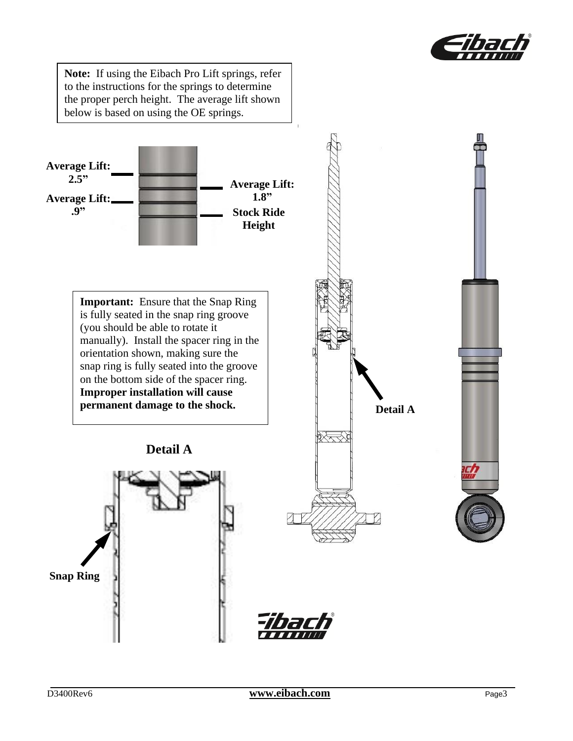**Note:** If using the Eibach Pro Lift springs, refer to the instructions for the springs to determine the proper perch height. The average lift shown below is based on using the OE springs.

**Average Lift: 2.5"**

**Average Lift: .9"**

**Average Lift: 1.8"**

**Stock Ride Height**

**Important:** Ensure that the Snap Ring is fully seated in the snap ring groove (you should be able to rotate it manually). Install the spacer ring in the orientation shown, making sure the snap ring is fully seated into the groove on the bottom side of the spacer ring. **Improper installation will cause permanent damage to the shock.**

**Detail A**

**Detail A**

**Snap Ring**

D3400Rev6

www.eibach.com